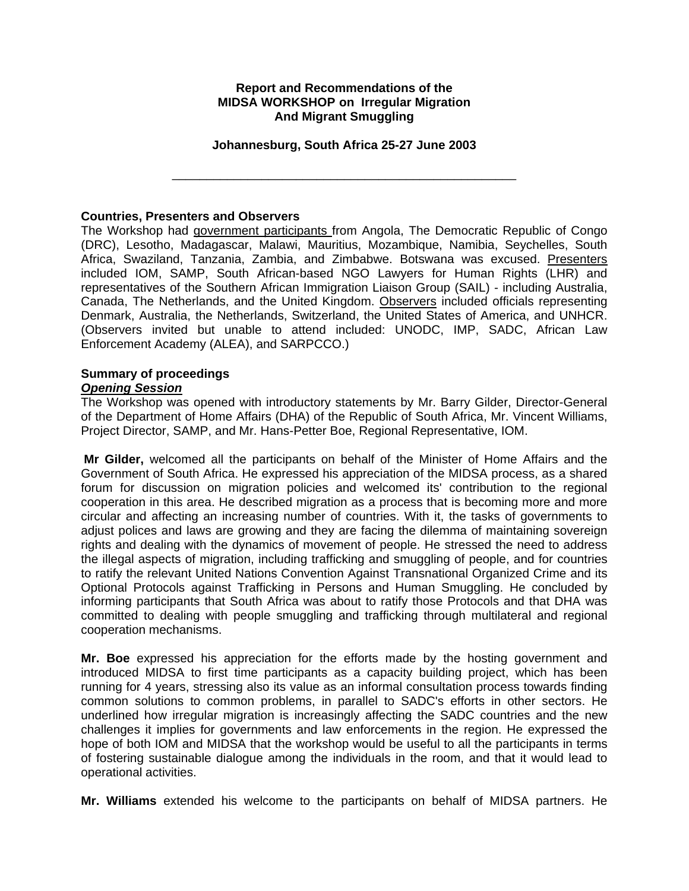**Report and Recommendations of the MIDSA WORKSHOP on Irregular Migration And Migrant Smuggling**

**Johannesburg, South Africa 25-27 June 2003**

---

**Countries, Presenters and Observers**

The Workshop had government participants from Angola, The Democratic Republic of Congo (DRC), Lesotho, Madagascar, Malawi, Mauritius, Mozambique, Namibia, Seychelles, South Africa, Swaziland, Tanzania, Zambia, and Zimbabwe. Botswana was excused. Presenters included IOM, SAMP, South African-based NGO Lawyers for Human Rights (LHR) and representatives of the Southern African Immigration Liaison Group (SAIL) - including Australia, Canada, The Netherlands, and the United Kingdom. Observers included officials representing Denmark, Australia, the Netherlands, Switzerland, the United States of America, and UNHCR. (Observers invited but unable to attend included: UNODC, IMP, SADC, African Law Enforcement Academy (ALEA), and SARPCCO.)

**Summary of proceedings**

***Opening Session***

The Workshop was opened with introductory statements by Mr. Barry Gilder, Director-General of the Department of Home Affairs (DHA) of the Republic of South Africa, Mr. Vincent Williams, Project Director, SAMP, and Mr. Hans-Petter Boe, Regional Representative, IOM.

**Mr Gilder,** welcomed all the participants on behalf of the Minister of Home Affairs and the Government of South Africa. He expressed his appreciation of the MIDSA process, as a shared forum for discussion on migration policies and welcomed its' contribution to the regional cooperation in this area. He described migration as a process that is becoming more and more circular and affecting an increasing number of countries. With it, the tasks of governments to adjust polices and laws are growing and they are facing the dilemma of maintaining sovereign rights and dealing with the dynamics of movement of people. He stressed the need to address the illegal aspects of migration, including trafficking and smuggling of people, and for countries to ratify the relevant United Nations Convention Against Transnational Organized Crime and its Optional Protocols against Trafficking in Persons and Human Smuggling. He concluded by informing participants that South Africa was about to ratify those Protocols and that DHA was committed to dealing with people smuggling and trafficking through multilateral and regional cooperation mechanisms.

**Mr. Boe** expressed his appreciation for the efforts made by the hosting government and introduced MIDSA to first time participants as a capacity building project, which has been running for 4 years, stressing also its value as an informal consultation process towards finding common solutions to common problems, in parallel to SADC's efforts in other sectors. He underlined how irregular migration is increasingly affecting the SADC countries and the new challenges it implies for governments and law enforcements in the region. He expressed the hope of both IOM and MIDSA that the workshop would be useful to all the participants in terms of fostering sustainable dialogue among the individuals in the room, and that it would lead to operational activities.

**Mr. Williams** extended his welcome to the participants on behalf of MIDSA partners. He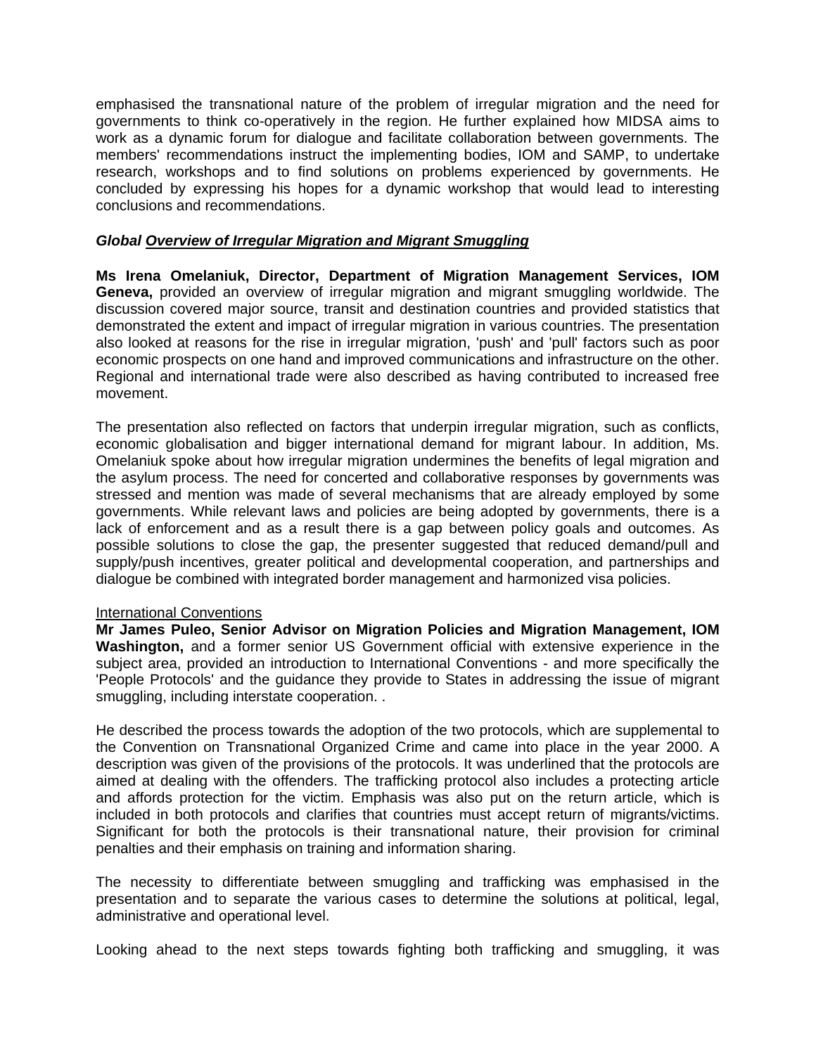emphasised the transnational nature of the problem of irregular migration and the need for governments to think co-operatively in the region. He further explained how MIDSA aims to work as a dynamic forum for dialogue and facilitate collaboration between governments. The members' recommendations instruct the implementing bodies, IOM and SAMP, to undertake research, workshops and to find solutions on problems experienced by governments. He concluded by expressing his hopes for a dynamic workshop that would lead to interesting conclusions and recommendations.

***Global Overview of Irregular Migration and Migrant Smuggling***

**Ms Irena Omelaniuk, Director, Department of Migration Management Services, IOM Geneva,** provided an overview of irregular migration and migrant smuggling worldwide. The discussion covered major source, transit and destination countries and provided statistics that demonstrated the extent and impact of irregular migration in various countries. The presentation also looked at reasons for the rise in irregular migration, 'push' and 'pull' factors such as poor economic prospects on one hand and improved communications and infrastructure on the other. Regional and international trade were also described as having contributed to increased free movement.

The presentation also reflected on factors that underpin irregular migration, such as conflicts, economic globalisation and bigger international demand for migrant labour. In addition, Ms. Omelaniuk spoke about how irregular migration undermines the benefits of legal migration and the asylum process. The need for concerted and collaborative responses by governments was stressed and mention was made of several mechanisms that are already employed by some governments. While relevant laws and policies are being adopted by governments, there is a lack of enforcement and as a result there is a gap between policy goals and outcomes. As possible solutions to close the gap, the presenter suggested that reduced demand/pull and supply/push incentives, greater political and developmental cooperation, and partnerships and dialogue be combined with integrated border management and harmonized visa policies.

International Conventions

**Mr James Puleo, Senior Advisor on Migration Policies and Migration Management, IOM Washington,** and a former senior US Government official with extensive experience in the subject area, provided an introduction to International Conventions - and more specifically the 'People Protocols' and the guidance they provide to States in addressing the issue of migrant smuggling, including interstate cooperation. .

He described the process towards the adoption of the two protocols, which are supplemental to the Convention on Transnational Organized Crime and came into place in the year 2000. A description was given of the provisions of the protocols. It was underlined that the protocols are aimed at dealing with the offenders. The trafficking protocol also includes a protecting article and affords protection for the victim. Emphasis was also put on the return article, which is included in both protocols and clarifies that countries must accept return of migrants/victims. Significant for both the protocols is their transnational nature, their provision for criminal penalties and their emphasis on training and information sharing.

The necessity to differentiate between smuggling and trafficking was emphasised in the presentation and to separate the various cases to determine the solutions at political, legal, administrative and operational level.

Looking ahead to the next steps towards fighting both trafficking and smuggling, it was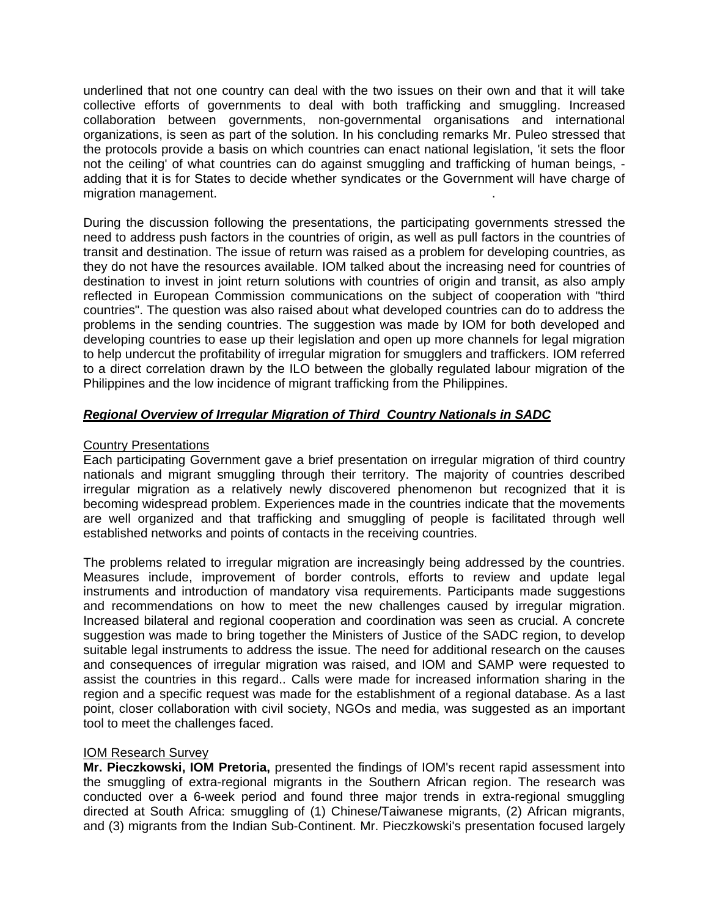underlined that not one country can deal with the two issues on their own and that it will take collective efforts of governments to deal with both trafficking and smuggling. Increased collaboration between governments, non-governmental organisations and international organizations, is seen as part of the solution. In his concluding remarks Mr. Puleo stressed that the protocols provide a basis on which countries can enact national legislation, 'it sets the floor not the ceiling' of what countries can do against smuggling and trafficking of human beings, - adding that it is for States to decide whether syndicates or the Government will have charge of migration management.

During the discussion following the presentations, the participating governments stressed the need to address push factors in the countries of origin, as well as pull factors in the countries of transit and destination. The issue of return was raised as a problem for developing countries, as they do not have the resources available. IOM talked about the increasing need for countries of destination to invest in joint return solutions with countries of origin and transit, as also amply reflected in European Commission communications on the subject of cooperation with "third countries". The question was also raised about what developed countries can do to address the problems in the sending countries. The suggestion was made by IOM for both developed and developing countries to ease up their legislation and open up more channels for legal migration to help undercut the profitability of irregular migration for smugglers and traffickers. IOM referred to a direct correlation drawn by the ILO between the globally regulated labour migration of the Philippines and the low incidence of migrant trafficking from the Philippines.

## ***Regional Overview of Irregular Migration of Third  Country Nationals in SADC***

### Country Presentations

Each participating Government gave a brief presentation on irregular migration of third country nationals and migrant smuggling through their territory. The majority of countries described irregular migration as a relatively newly discovered phenomenon but recognized that it is becoming widespread problem. Experiences made in the countries indicate that the movements are well organized and that trafficking and smuggling of people is facilitated through well established networks and points of contacts in the receiving countries.

The problems related to irregular migration are increasingly being addressed by the countries. Measures include, improvement of border controls, efforts to review and update legal instruments and introduction of mandatory visa requirements. Participants made suggestions and recommendations on how to meet the new challenges caused by irregular migration. Increased bilateral and regional cooperation and coordination was seen as crucial. A concrete suggestion was made to bring together the Ministers of Justice of the SADC region, to develop suitable legal instruments to address the issue. The need for additional research on the causes and consequences of irregular migration was raised, and IOM and SAMP were requested to assist the countries in this regard.. Calls were made for increased information sharing in the region and a specific request was made for the establishment of a regional database. As a last point, closer collaboration with civil society, NGOs and media, was suggested as an important tool to meet the challenges faced.

### IOM Research Survey

**Mr. Pieczkowski, IOM Pretoria,** presented the findings of IOM's recent rapid assessment into the smuggling of extra-regional migrants in the Southern African region. The research was conducted over a 6-week period and found three major trends in extra-regional smuggling directed at South Africa: smuggling of (1) Chinese/Taiwanese migrants, (2) African migrants, and (3) migrants from the Indian Sub-Continent. Mr. Pieczkowski's presentation focused largely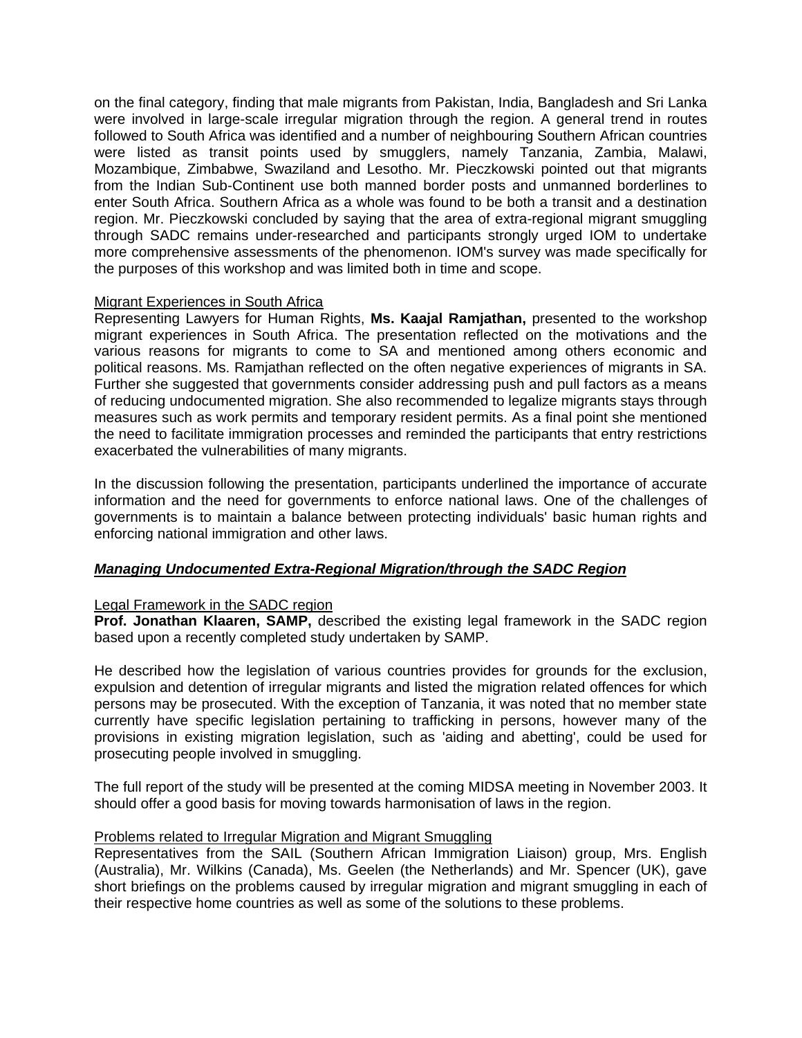on the final category, finding that male migrants from Pakistan, India, Bangladesh and Sri Lanka were involved in large-scale irregular migration through the region. A general trend in routes followed to South Africa was identified and a number of neighbouring Southern African countries were listed as transit points used by smugglers, namely Tanzania, Zambia, Malawi, Mozambique, Zimbabwe, Swaziland and Lesotho. Mr. Pieczkowski pointed out that migrants from the Indian Sub-Continent use both manned border posts and unmanned borderlines to enter South Africa. Southern Africa as a whole was found to be both a transit and a destination region. Mr. Pieczkowski concluded by saying that the area of extra-regional migrant smuggling through SADC remains under-researched and participants strongly urged IOM to undertake more comprehensive assessments of the phenomenon. IOM's survey was made specifically for the purposes of this workshop and was limited both in time and scope.

Migrant Experiences in South Africa

Representing Lawyers for Human Rights, **Ms. Kaajal Ramjathan,** presented to the workshop migrant experiences in South Africa. The presentation reflected on the motivations and the various reasons for migrants to come to SA and mentioned among others economic and political reasons. Ms. Ramjathan reflected on the often negative experiences of migrants in SA. Further she suggested that governments consider addressing push and pull factors as a means of reducing undocumented migration. She also recommended to legalize migrants stays through measures such as work permits and temporary resident permits. As a final point she mentioned the need to facilitate immigration processes and reminded the participants that entry restrictions exacerbated the vulnerabilities of many migrants.

In the discussion following the presentation, participants underlined the importance of accurate information and the need for governments to enforce national laws. One of the challenges of governments is to maintain a balance between protecting individuals' basic human rights and enforcing national immigration and other laws.

***Managing Undocumented Extra-Regional Migration/through the SADC Region***

Legal Framework in the SADC region

**Prof. Jonathan Klaaren, SAMP,** described the existing legal framework in the SADC region based upon a recently completed study undertaken by SAMP.

He described how the legislation of various countries provides for grounds for the exclusion, expulsion and detention of irregular migrants and listed the migration related offences for which persons may be prosecuted. With the exception of Tanzania, it was noted that no member state currently have specific legislation pertaining to trafficking in persons, however many of the provisions in existing migration legislation, such as 'aiding and abetting', could be used for prosecuting people involved in smuggling.

The full report of the study will be presented at the coming MIDSA meeting in November 2003. It should offer a good basis for moving towards harmonisation of laws in the region.

Problems related to Irregular Migration and Migrant Smuggling

Representatives from the SAIL (Southern African Immigration Liaison) group, Mrs. English (Australia), Mr. Wilkins (Canada), Ms. Geelen (the Netherlands) and Mr. Spencer (UK), gave short briefings on the problems caused by irregular migration and migrant smuggling in each of their respective home countries as well as some of the solutions to these problems.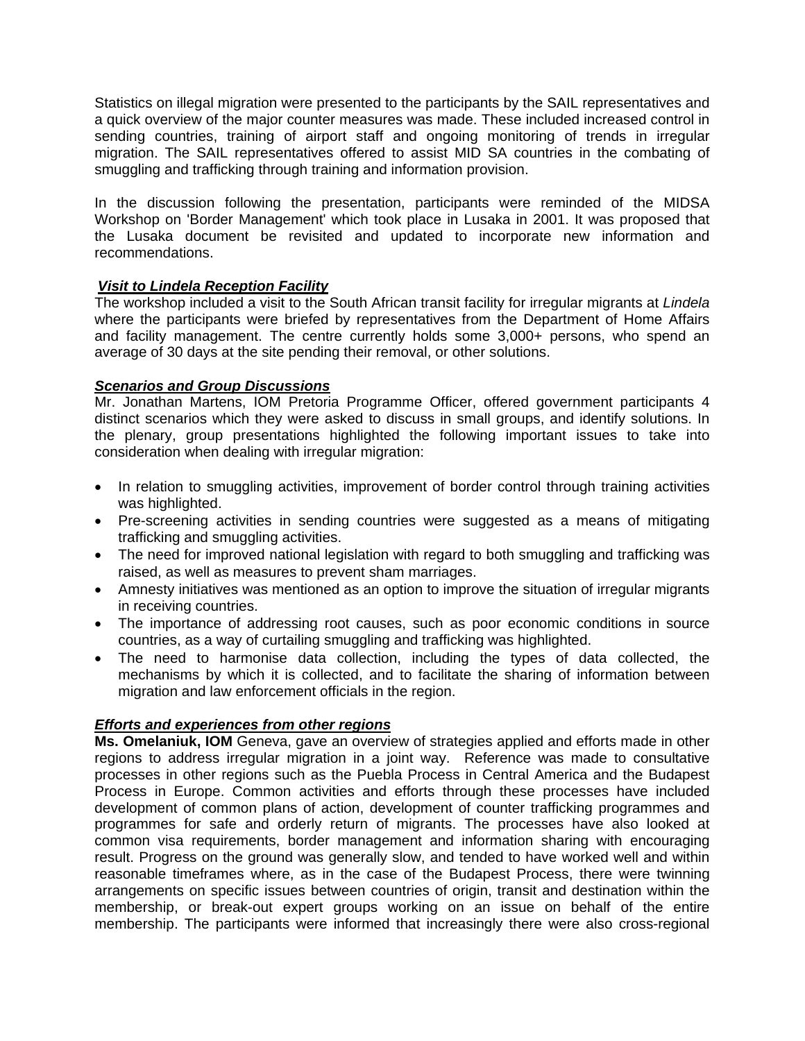Statistics on illegal migration were presented to the participants by the SAIL representatives and a quick overview of the major counter measures was made. These included increased control in sending countries, training of airport staff and ongoing monitoring of trends in irregular migration. The SAIL representatives offered to assist MID SA countries in the combating of smuggling and trafficking through training and information provision.

In the discussion following the presentation, participants were reminded of the MIDSA Workshop on 'Border Management' which took place in Lusaka in 2001. It was proposed that the Lusaka document be revisited and updated to incorporate new information and recommendations.

***Visit to Lindela Reception Facility***

The workshop included a visit to the South African transit facility for irregular migrants at *Lindela* where the participants were briefed by representatives from the Department of Home Affairs and facility management. The centre currently holds some 3,000+ persons, who spend an average of 30 days at the site pending their removal, or other solutions.

***Scenarios and Group Discussions***

Mr. Jonathan Martens, IOM Pretoria Programme Officer, offered government participants 4 distinct scenarios which they were asked to discuss in small groups, and identify solutions. In the plenary, group presentations highlighted the following important issues to take into consideration when dealing with irregular migration:

- In relation to smuggling activities, improvement of border control through training activities was highlighted.
- Pre-screening activities in sending countries were suggested as a means of mitigating trafficking and smuggling activities.
- The need for improved national legislation with regard to both smuggling and trafficking was raised, as well as measures to prevent sham marriages.
- Amnesty initiatives was mentioned as an option to improve the situation of irregular migrants in receiving countries.
- The importance of addressing root causes, such as poor economic conditions in source countries, as a way of curtailing smuggling and trafficking was highlighted.
- The need to harmonise data collection, including the types of data collected, the mechanisms by which it is collected, and to facilitate the sharing of information between migration and law enforcement officials in the region.

***Efforts and experiences from other regions***

**Ms. Omelaniuk, IOM** Geneva, gave an overview of strategies applied and efforts made in other regions to address irregular migration in a joint way. Reference was made to consultative processes in other regions such as the Puebla Process in Central America and the Budapest Process in Europe. Common activities and efforts through these processes have included development of common plans of action, development of counter trafficking programmes and programmes for safe and orderly return of migrants. The processes have also looked at common visa requirements, border management and information sharing with encouraging result. Progress on the ground was generally slow, and tended to have worked well and within reasonable timeframes where, as in the case of the Budapest Process, there were twinning arrangements on specific issues between countries of origin, transit and destination within the membership, or break-out expert groups working on an issue on behalf of the entire membership. The participants were informed that increasingly there were also cross-regional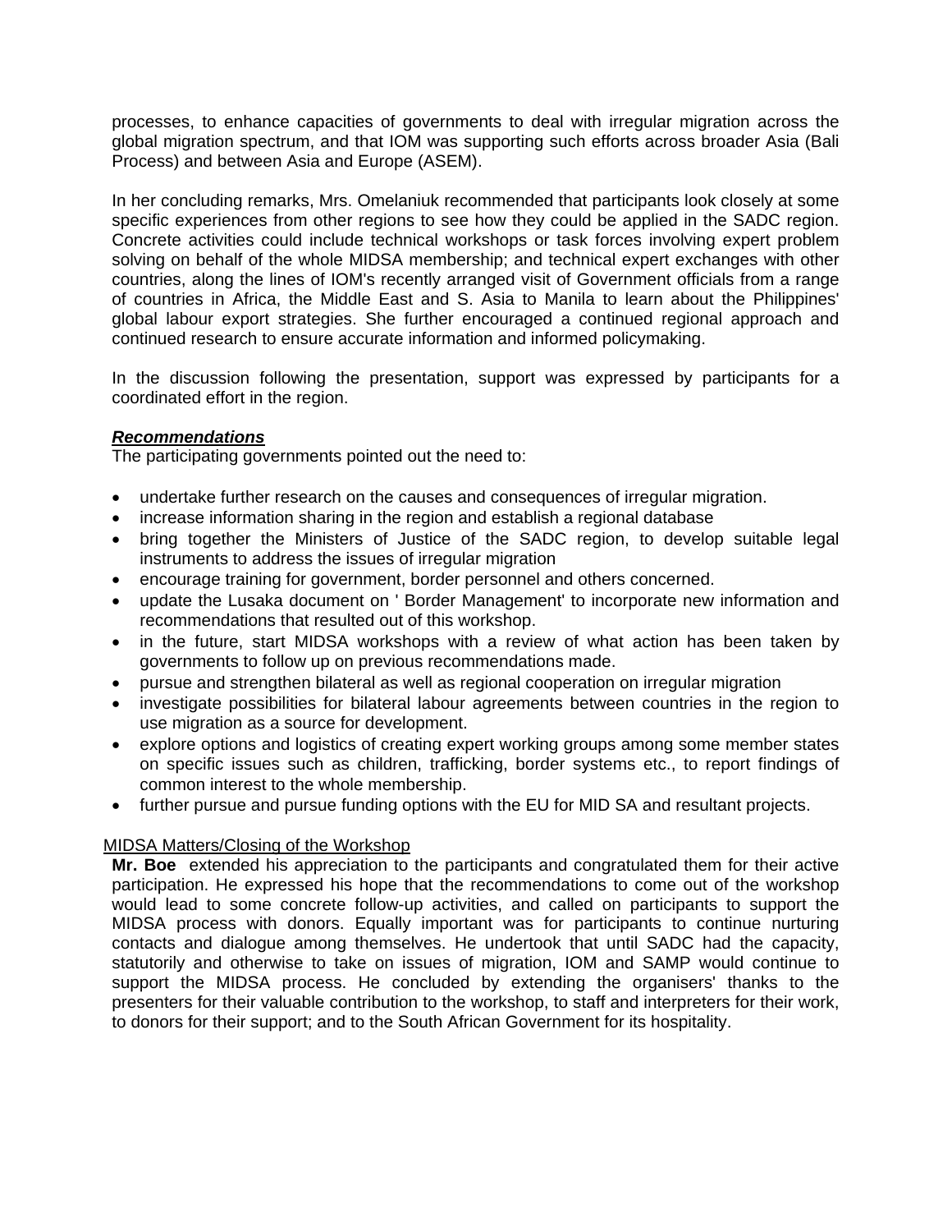processes, to enhance capacities of governments to deal with irregular migration across the global migration spectrum, and that IOM was supporting such efforts across broader Asia (Bali Process) and between Asia and Europe (ASEM).

In her concluding remarks, Mrs. Omelaniuk recommended that participants look closely at some specific experiences from other regions to see how they could be applied in the SADC region. Concrete activities could include technical workshops or task forces involving expert problem solving on behalf of the whole MIDSA membership; and technical expert exchanges with other countries, along the lines of IOM's recently arranged visit of Government officials from a range of countries in Africa, the Middle East and S. Asia to Manila to learn about the Philippines' global labour export strategies. She further encouraged a continued regional approach and continued research to ensure accurate information and informed policymaking.

In the discussion following the presentation, support was expressed by participants for a coordinated effort in the region.

***Recommendations***

The participating governments pointed out the need to:

- undertake further research on the causes and consequences of irregular migration.
- increase information sharing in the region and establish a regional database
- bring together the Ministers of Justice of the SADC region, to develop suitable legal instruments to address the issues of irregular migration
- encourage training for government, border personnel and others concerned.
- update the Lusaka document on ' Border Management' to incorporate new information and recommendations that resulted out of this workshop.
- in the future, start MIDSA workshops with a review of what action has been taken by governments to follow up on previous recommendations made.
- pursue and strengthen bilateral as well as regional cooperation on irregular migration
- investigate possibilities for bilateral labour agreements between countries in the region to use migration as a source for development.
- explore options and logistics of creating expert working groups among some member states on specific issues such as children, trafficking, border systems etc., to report findings of common interest to the whole membership.
- further pursue and pursue funding options with the EU for MID SA and resultant projects.

MIDSA Matters/Closing of the Workshop

**Mr. Boe** extended his appreciation to the participants and congratulated them for their active participation. He expressed his hope that the recommendations to come out of the workshop would lead to some concrete follow-up activities, and called on participants to support the MIDSA process with donors. Equally important was for participants to continue nurturing contacts and dialogue among themselves. He undertook that until SADC had the capacity, statutorily and otherwise to take on issues of migration, IOM and SAMP would continue to support the MIDSA process. He concluded by extending the organisers' thanks to the presenters for their valuable contribution to the workshop, to staff and interpreters for their work, to donors for their support; and to the South African Government for its hospitality.